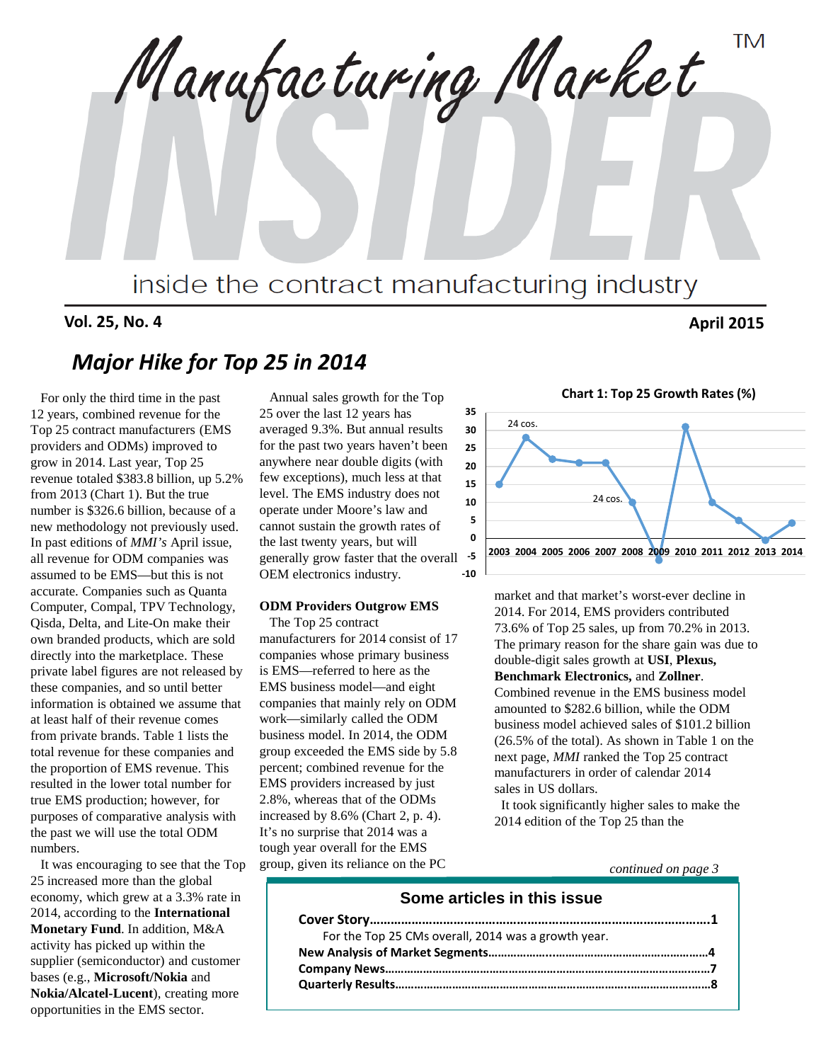# Manufacturing Market INSIDER

inside the contract manufacturing industry

**Vol. 25, No. 4** **April 2015**

## *Major Hike for Top 25 in 2014*

For only the third time in the past 12 years, combined revenue for the Top 25 contract manufacturers (EMS providers and ODMs) improved to grow in 2014. Last year, Top 25 revenue totaled $383.8 billion, up 5.2% from 2013 (Chart 1). But the true number is $326.6 billion, because of a new methodology not previously used. In past editions of *MMI's* April issue, all revenue for ODM companies was assumed to be EMS—but this is not accurate. Companies such as Quanta Computer, Compal, TPV Technology, Qisda, Delta, and Lite-On make their own branded products, which are sold directly into the marketplace. These private label figures are not released by these companies, and so until better information is obtained we assume that at least half of their revenue comes from private brands. Table 1 lists the total revenue for these companies and the proportion of EMS revenue. This resulted in the lower total number for true EMS production; however, for purposes of comparative analysis with the past we will use the total ODM numbers.

It was encouraging to see that the Top 25 increased more than the global economy, which grew at a 3.3% rate in 2014, according to the **International Monetary Fund**. In addition, M&A activity has picked up within the supplier (semiconductor) and customer bases (e.g., **Microsoft/Nokia** and **Nokia/Alcatel-Lucent**), creating more opportunities in the EMS sector.

Annual sales growth for the Top 25 over the last 12 years has averaged 9.3%. But annual results for the past two years haven't been anywhere near double digits (with few exceptions), much less at that level. The EMS industry does not operate under Moore's law and cannot sustain the growth rates of the last twenty years, but will generally grow faster that the overall OEM electronics industry.

**ODM Providers Outgrow EMS**

The Top 25 contract manufacturers for 2014 consist of 17 companies whose primary business is EMS—referred to here as the EMS business model—and eight companies that mainly rely on ODM work—similarly called the ODM business model. In 2014, the ODM group exceeded the EMS side by 5.8 percent; combined revenue for the EMS providers increased by just 2.8%, whereas that of the ODMs increased by 8.6% (Chart 2, p. 4). It's no surprise that 2014 was a tough year overall for the EMS group, given its reliance on the PC market and that market's worst-ever decline in 2014. For 2014, EMS providers contributed 73.6% of Top 25 sales, up from 70.2% in 2013. The primary reason for the share gain was due to double-digit sales growth at **USI**, **Plexus, Benchmark Electronics,** and **Zollner**. Combined revenue in the EMS business model amounted to $282.6 billion, while the ODM business model achieved sales of $101.2 billion (26.5% of the total). As shown in Table 1 on the next page, *MMI* ranked the Top 25 contract manufacturers in order of calendar 2014 sales in US dollars.

It took significantly higher sales to make the 2014 edition of the Top 25 than the

*continued on page 3*

**Chart 1: Top 25 Growth Rates (%)**

| Year | 2003 | 2004 | 2005 | 2006 | 2007 | 2008 | 2009 | 2010 | 2011 | 2012 | 2013 | 2014 |
|---|---|---|---|---|---|---|---|---|---|---|---|---|

(Annotations: "24 cos." at 2003; "24 cos." at 2008)

### Some articles in this issue

**Cover Story……………………………………………………………………………………1**
For the Top 25 CMs overall, 2014 was a growth year.
**New Analysis of Market Segments……………………………………………………4**
**Company News…………………………………………………………………………………7**
**Quarterly Results………………………………………………………………………………8**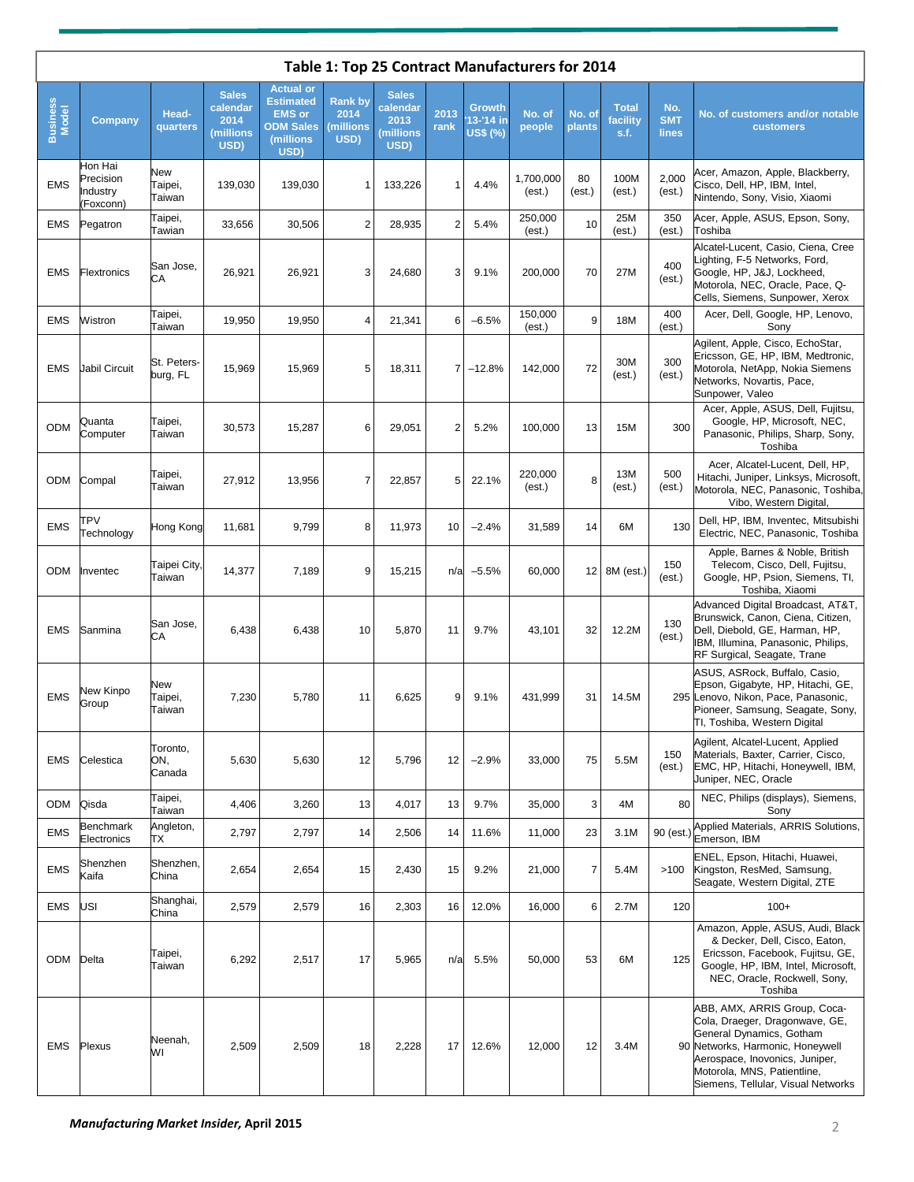# Table 1: Top 25 Contract Manufacturers for 2014

| Business Model | Company | Head-quarters | Sales calendar 2014 (millions USD) | Actual or Estimated EMS or ODM Sales (millions USD) | Rank by 2014 (millions USD) | Sales calendar 2013 (millions USD) | 2013 rank | Growth '13-'14 in US$ (%) | No. of people | No. of plants | Total facility s.f. | No. SMT lines | No. of customers and/or notable customers |
|---|---|---|---|---|---|---|---|---|---|---|---|---|---|
| EMS | Hon Hai Precision Industry (Foxconn) | New Taipei, Taiwan | 139,030 | 139,030 | 1 | 133,226 | 1 | 4.4% | 1,700,000 (est.) | 80 (est.) | 100M (est.) | 2,000 (est.) | Acer, Amazon, Apple, Blackberry, Cisco, Dell, HP, IBM, Intel, Nintendo, Sony, Visio, Xiaomi |
| EMS | Pegatron | Taipei, Tawian | 33,656 | 30,506 | 2 | 28,935 | 2 | 5.4% | 250,000 (est.) | 10 | 25M (est.) | 350 (est.) | Acer, Apple, ASUS, Epson, Sony, Toshiba |
| EMS | Flextronics | San Jose, CA | 26,921 | 26,921 | 3 | 24,680 | 3 | 9.1% | 200,000 | 70 | 27M | 400 (est.) | Alcatel-Lucent, Casio, Ciena, Cree Lighting, F-5 Networks, Ford, Google, HP, J&J, Lockheed, Motorola, NEC, Oracle, Pace, Q-Cells, Siemens, Sunpower, Xerox |
| EMS | Wistron | Taipei, Taiwan | 19,950 | 19,950 | 4 | 21,341 | 6 | −6.5% | 150,000 (est.) | 9 | 18M | 400 (est.) | Acer, Dell, Google, HP, Lenovo, Sony |
| EMS | Jabil Circuit | St. Peters-burg, FL | 15,969 | 15,969 | 5 | 18,311 | 7 | −12.8% | 142,000 | 72 | 30M (est.) | 300 (est.) | Agilent, Apple, Cisco, EchoStar, Ericsson, GE, HP, IBM, Medtronic, Motorola, NetApp, Nokia Siemens Networks, Novartis, Pace, Sunpower, Valeo |
| ODM | Quanta Computer | Taipei, Taiwan | 30,573 | 15,287 | 6 | 29,051 | 2 | 5.2% | 100,000 | 13 | 15M | 300 | Acer, Apple, ASUS, Dell, Fujitsu, Google, HP, Microsoft, NEC, Panasonic, Philips, Sharp, Sony, Toshiba |
| ODM | Compal | Taipei, Taiwan | 27,912 | 13,956 | 7 | 22,857 | 5 | 22.1% | 220,000 (est.) | 8 | 13M (est.) | 500 (est.) | Acer, Alcatel-Lucent, Dell, HP, Hitachi, Juniper, Linksys, Microsoft, Motorola, NEC, Panasonic, Toshiba, Vibo, Western Digital, |
| EMS | TPV Technology | Hong Kong | 11,681 | 9,799 | 8 | 11,973 | 10 | −2.4% | 31,589 | 14 | 6M | 130 | Dell, HP, IBM, Inventec, Mitsubishi Electric, NEC, Panasonic, Toshiba |
| ODM | Inventec | Taipei City, Taiwan | 14,377 | 7,189 | 9 | 15,215 | n/a | −5.5% | 60,000 | 12 | 8M (est.) | 150 (est.) | Apple, Barnes & Noble, British Telecom, Cisco, Dell, Fujitsu, Google, HP, Psion, Siemens, TI, Toshiba, Xiaomi |
| EMS | Sanmina | San Jose, CA | 6,438 | 6,438 | 10 | 5,870 | 11 | 9.7% | 43,101 | 32 | 12.2M | 130 (est.) | Advanced Digital Broadcast, AT&T, Brunswick, Canon, Ciena, Citizen, Dell, Diebold, GE, Harman, HP, IBM, Illumina, Panasonic, Philips, RF Surgical, Seagate, Trane |
| EMS | New Kinpo Group | New Taipei, Taiwan | 7,230 | 5,780 | 11 | 6,625 | 9 | 9.1% | 431,999 | 31 | 14.5M | 295 | ASUS, ASRock, Buffalo, Casio, Epson, Gigabyte, HP, Hitachi, GE, Lenovo, Nikon, Pace, Panasonic, Pioneer, Samsung, Seagate, Sony, TI, Toshiba, Western Digital |
| EMS | Celestica | Toronto, ON, Canada | 5,630 | 5,630 | 12 | 5,796 | 12 | −2.9% | 33,000 | 75 | 5.5M | 150 (est.) | Agilent, Alcatel-Lucent, Applied Materials, Baxter, Carrier, Cisco, EMC, HP, Hitachi, Honeywell, IBM, Juniper, NEC, Oracle |
| ODM | Qisda | Taipei, Taiwan | 4,406 | 3,260 | 13 | 4,017 | 13 | 9.7% | 35,000 | 3 | 4M | 80 | NEC, Philips (displays), Siemens, Sony |
| EMS | Benchmark Electronics | Angleton, TX | 2,797 | 2,797 | 14 | 2,506 | 14 | 11.6% | 11,000 | 23 | 3.1M | 90 (est.) | Applied Materials, ARRIS Solutions, Emerson, IBM |
| EMS | Shenzhen Kaifa | Shenzhen, China | 2,654 | 2,654 | 15 | 2,430 | 15 | 9.2% | 21,000 | 7 | 5.4M | >100 | ENEL, Epson, Hitachi, Huawei, Kingston, ResMed, Samsung, Seagate, Western Digital, ZTE |
| EMS | USI | Shanghai, China | 2,579 | 2,579 | 16 | 2,303 | 16 | 12.0% | 16,000 | 6 | 2.7M | 120 | 100+ |
| ODM | Delta | Taipei, Taiwan | 6,292 | 2,517 | 17 | 5,965 | n/a | 5.5% | 50,000 | 53 | 6M | 125 | Amazon, Apple, ASUS, Audi, Black & Decker, Dell, Cisco, Eaton, Ericsson, Facebook, Fujitsu, GE, Google, HP, IBM, Intel, Microsoft, NEC, Oracle, Rockwell, Sony, Toshiba |
| EMS | Plexus | Neenah, WI | 2,509 | 2,509 | 18 | 2,228 | 17 | 12.6% | 12,000 | 12 | 3.4M | 90 | ABB, AMX, ARRIS Group, Coca-Cola, Draeger, Dragonwave, GE, General Dynamics, Gotham Networks, Harmonic, Honeywell Aerospace, Inovonics, Juniper, Motorola, MNS, Patientline, Siemens, Tellular, Visual Networks |

*Manufacturing Market Insider*, April 2015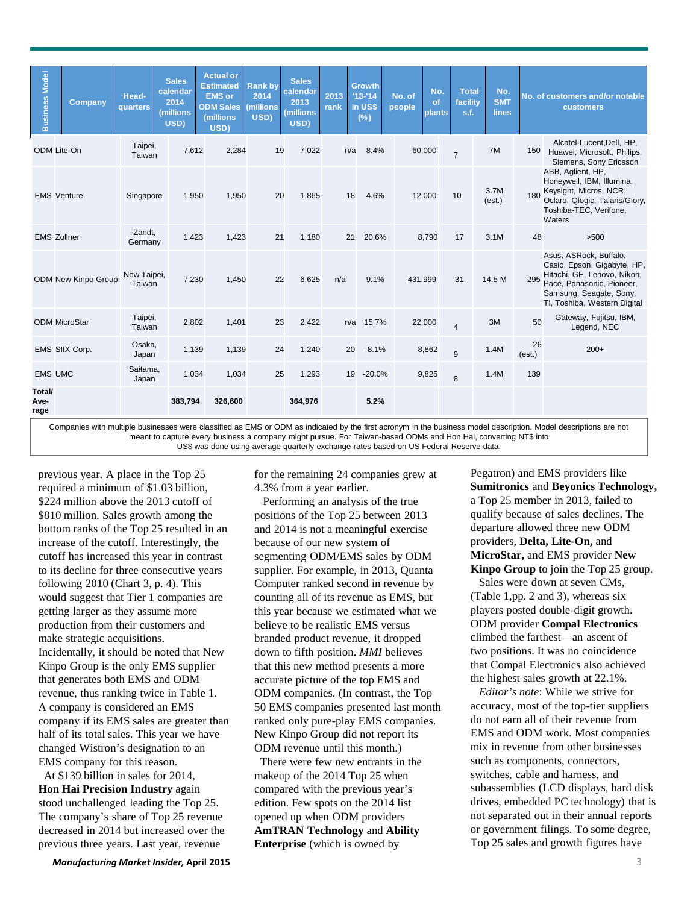| Business Model | Company | Head-quarters | Sales calendar 2014 (millions USD) | Actual or Estimated EMS or ODM Sales (millions USD) | Rank by 2014 (millions USD) | Sales calendar 2013 (millions USD) | 2013 rank | Growth '13-'14 in US$ (%) | No. of people | No. of plants | Total facility s.f. | No. SMT lines | No. of customers and/or notable customers |
|---|---|---|---|---|---|---|---|---|---|---|---|---|---|
| ODM | Lite-On | Taipei, Taiwan | 7,612 | 2,284 | 19 | 7,022 | n/a | 8.4% | 60,000 | 7 | 7M | 150 | Alcatel-Lucent,Dell, HP, Huawei, Microsoft, Philips, Siemens, Sony Ericsson |
| EMS | Venture | Singapore | 1,950 | 1,950 | 20 | 1,865 | 18 | 4.6% | 12,000 | 10 | 3.7M (est.) | 180 | ABB, Aglient, HP, Honeywell, IBM, Illumina, Keysight, Micros, NCR, Oclaro, Qlogic, Talaris/Glory, Toshiba-TEC, Verifone, Waters |
| EMS | Zollner | Zandt, Germany | 1,423 | 1,423 | 21 | 1,180 | 21 | 20.6% | 8,790 | 17 | 3.1M | 48 | >500 |
| ODM | New Kinpo Group | New Taipei, Taiwan | 7,230 | 1,450 | 22 | 6,625 | n/a | 9.1% | 431,999 | 31 | 14.5 M | 295 | Asus, ASRock, Buffalo, Casio, Epson, Gigabyte, HP, Hitachi, GE, Lenovo, Nikon, Pace, Panasonic, Pioneer, Samsung, Seagate, Sony, TI, Toshiba, Western Digital |
| ODM | MicroStar | Taipei, Taiwan | 2,802 | 1,401 | 23 | 2,422 | n/a | 15.7% | 22,000 | 4 | 3M | 50 | Gateway, Fujitsu, IBM, Legend, NEC |
| EMS | SIIX Corp. | Osaka, Japan | 1,139 | 1,139 | 24 | 1,240 | 20 | -8.1% | 8,862 | 9 | 1.4M | 26 (est.) | 200+ |
| EMS | UMC | Saitama, Japan | 1,034 | 1,034 | 25 | 1,293 | 19 | -20.0% | 9,825 | 8 | 1.4M | 139 | |
| **Total/ Ave-rage** | | | **383,794** | **326,600** | | **364,976** | | **5.2%** | | | | | |

Companies with multiple businesses were classified as EMS or ODM as indicated by the first acronym in the business model description. Model descriptions are not meant to capture every business a company might pursue. For Taiwan-based ODMs and Hon Hai, converting NT$ into US$ was done using average quarterly exchange rates based on US Federal Reserve data.

previous year. A place in the Top 25 required a minimum of $1.03 billion, $224 million above the 2013 cutoff of $810 million. Sales growth among the bottom ranks of the Top 25 resulted in an increase of the cutoff. Interestingly, the cutoff has increased this year in contrast to its decline for three consecutive years following 2010 (Chart 3, p. 4). This would suggest that Tier 1 companies are getting larger as they assume more production from their customers and make strategic acquisitions. Incidentally, it should be noted that New Kinpo Group is the only EMS supplier that generates both EMS and ODM revenue, thus ranking twice in Table 1. A company is considered an EMS company if its EMS sales are greater than half of its total sales. This year we have changed Wistron's designation to an EMS company for this reason.

At $139 billion in sales for 2014, **Hon Hai Precision Industry** again stood unchallenged leading the Top 25. The company's share of Top 25 revenue decreased in 2014 but increased over the previous three years. Last year, revenue for the remaining 24 companies grew at 4.3% from a year earlier.

Performing an analysis of the true positions of the Top 25 between 2013 and 2014 is not a meaningful exercise because of our new system of segmenting ODM/EMS sales by ODM supplier. For example, in 2013, Quanta Computer ranked second in revenue by counting all of its revenue as EMS, but this year because we estimated what we believe to be realistic EMS versus branded product revenue, it dropped down to fifth position. *MMI* believes that this new method presents a more accurate picture of the top EMS and ODM companies. (In contrast, the Top 50 EMS companies presented last month ranked only pure-play EMS companies. New Kinpo Group did not report its ODM revenue until this month.)

There were few new entrants in the makeup of the 2014 Top 25 when compared with the previous year's edition. Few spots on the 2014 list opened up when ODM providers **AmTRAN Technology** and **Ability Enterprise** (which is owned by Pegatron) and EMS providers like **Sumitronics** and **Beyonics Technology,** a Top 25 member in 2013, failed to qualify because of sales declines. The departure allowed three new ODM providers, **Delta, Lite-On,** and **MicroStar,** and EMS provider **New Kinpo Group** to join the Top 25 group.

Sales were down at seven CMs, (Table 1,pp. 2 and 3), whereas six players posted double-digit growth. ODM provider **Compal Electronics** climbed the farthest—an ascent of two positions. It was no coincidence that Compal Electronics also achieved the highest sales growth at 22.1%.

*Editor's note*: While we strive for accuracy, most of the top-tier suppliers do not earn all of their revenue from EMS and ODM work. Most companies mix in revenue from other businesses such as components, connectors, switches, cable and harness, and subassemblies (LCD displays, hard disk drives, embedded PC technology) that is not separated out in their annual reports or government filings. To some degree, Top 25 sales and growth figures have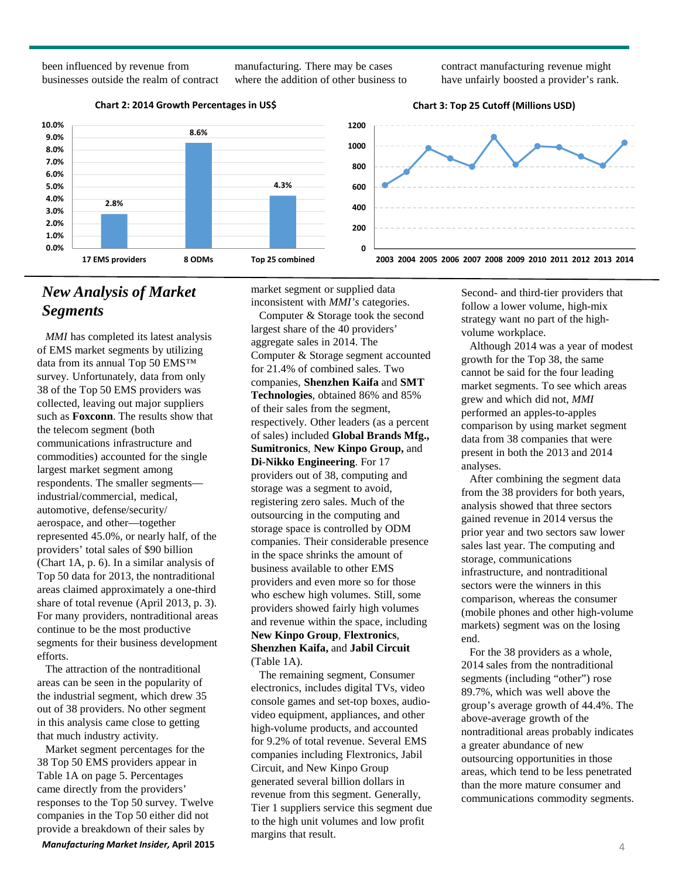been influenced by revenue from businesses outside the realm of contract manufacturing. There may be cases where the addition of other business to contract manufacturing revenue might have unfairly boosted a provider's rank.

**Chart 2: 2014 Growth Percentages in US$**

| Group | Growth |
|---|---|
| 17 EMS providers | 2.8% |
| 8 ODMs | 8.6% |
| Top 25 combined | 4.3% |

**Chart 3: Top 25 Cutoff (Millions USD)**

## New Analysis of Market Segments

*MMI* has completed its latest analysis of EMS market segments by utilizing data from its annual Top 50 EMS™ survey. Unfortunately, data from only 38 of the Top 50 EMS providers was collected, leaving out major suppliers such as **Foxconn**. The results show that the telecom segment (both communications infrastructure and commodities) accounted for the single largest market segment among respondents. The smaller segments—industrial/commercial, medical, automotive, defense/security/aerospace, and other—together represented 45.0%, or nearly half, of the providers' total sales of $90 billion (Chart 1A, p. 6). In a similar analysis of Top 50 data for 2013, the nontraditional areas claimed approximately a one-third share of total revenue (April 2013, p. 3). For many providers, nontraditional areas continue to be the most productive segments for their business development efforts.

The attraction of the nontraditional areas can be seen in the popularity of the industrial segment, which drew 35 out of 38 providers. No other segment in this analysis came close to getting that much industry activity.

Market segment percentages for the 38 Top 50 EMS providers appear in Table 1A on page 5. Percentages came directly from the providers' responses to the Top 50 survey. Twelve companies in the Top 50 either did not provide a breakdown of their sales by market segment or supplied data inconsistent with *MMI's* categories.

Computer & Storage took the second largest share of the 40 providers' aggregate sales in 2014. The Computer & Storage segment accounted for 21.4% of combined sales. Two companies, **Shenzhen Kaifa** and **SMT Technologies**, obtained 86% and 85% of their sales from the segment, respectively. Other leaders (as a percent of sales) included **Global Brands Mfg.**, **Sumitronics**, **New Kinpo Group,** and **Di-Nikko Engineering**. For 17 providers out of 38, computing and storage was a segment to avoid, registering zero sales. Much of the outsourcing in the computing and storage space is controlled by ODM companies. Their considerable presence in the space shrinks the amount of business available to other EMS providers and even more so for those who eschew high volumes. Still, some providers showed fairly high volumes and revenue within the space, including **New Kinpo Group**, **Flextronics**, **Shenzhen Kaifa,** and **Jabil Circuit** (Table 1A).

The remaining segment, Consumer electronics, includes digital TVs, video console games and set-top boxes, audio-video equipment, appliances, and other high-volume products, and accounted for 9.2% of total revenue. Several EMS companies including Flextronics, Jabil Circuit, and New Kinpo Group generated several billion dollars in revenue from this segment. Generally, Tier 1 suppliers service this segment due to the high unit volumes and low profit margins that result. Second- and third-tier providers that follow a lower volume, high-mix strategy want no part of the high-volume workplace.

Although 2014 was a year of modest growth for the Top 38, the same cannot be said for the four leading market segments. To see which areas grew and which did not, *MMI* performed an apples-to-apples comparison by using market segment data from 38 companies that were present in both the 2013 and 2014 analyses.

After combining the segment data from the 38 providers for both years, analysis showed that three sectors gained revenue in 2014 versus the prior year and two sectors saw lower sales last year. The computing and storage, communications infrastructure, and nontraditional sectors were the winners in this comparison, whereas the consumer (mobile phones and other high-volume markets) segment was on the losing end.

For the 38 providers as a whole, 2014 sales from the nontraditional segments (including "other") rose 89.7%, which was well above the group's average growth of 44.4%. The above-average growth of the nontraditional areas probably indicates a greater abundance of new outsourcing opportunities in those areas, which tend to be less penetrated than the more mature consumer and communications commodity segments.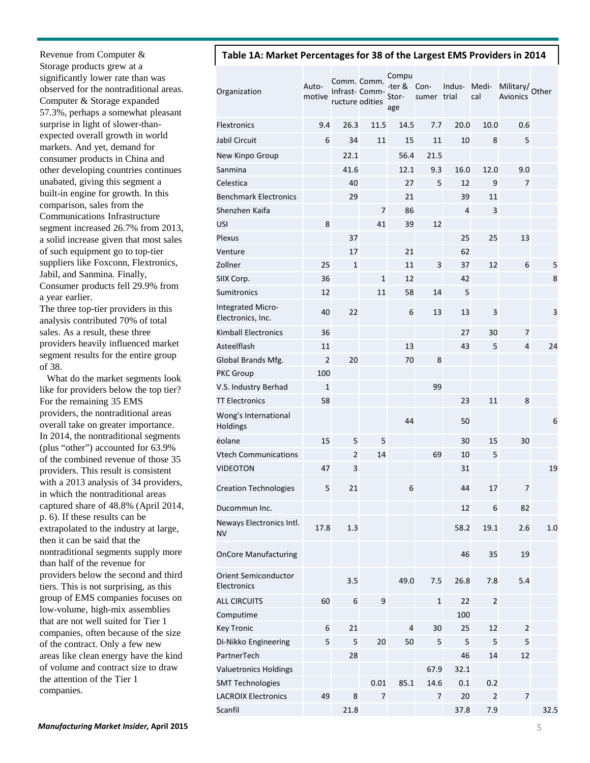Revenue from Computer & Storage products grew at a significantly lower rate than was observed for the nontraditional areas. Computer & Storage expanded 57.3%, perhaps a somewhat pleasant surprise in light of slower-than-expected overall growth in world markets. And yet, demand for consumer products in China and other developing countries continues unabated, giving this segment a built-in engine for growth. In this comparison, sales from the Communications Infrastructure segment increased 26.7% from 2013, a solid increase given that most sales of such equipment go to top-tier suppliers like Foxconn, Flextronics, Jabil, and Sanmina. Finally, Consumer products fell 29.9% from a year earlier.

The three top-tier providers in this analysis contributed 70% of total sales. As a result, these three providers heavily influenced market segment results for the entire group of 38.

What do the market segments look like for providers below the top tier? For the remaining 35 EMS providers, the nontraditional areas overall take on greater importance. In 2014, the nontraditional segments (plus "other") accounted for 63.9% of the combined revenue of those 35 providers. This result is consistent with a 2013 analysis of 34 providers, in which the nontraditional areas captured share of 48.8% (April 2014, p. 6). If these results can be extrapolated to the industry at large, then it can be said that the nontraditional segments supply more than half of the revenue for providers below the second and third tiers. This is not surprising, as this group of EMS companies focuses on low-volume, high-mix assemblies that are not well suited for Tier 1 companies, often because of the size of the contract. Only a few new areas like clean energy have the kind of volume and contract size to draw the attention of the Tier 1 companies.

**Table 1A: Market Percentages for 38 of the Largest EMS Providers in 2014**

| Organization | Automotive | Comm. Infrastructure | Comm. Commodities | Computer & Storage | Consumer | Industrial | Medical | Military/ Avionics | Other |
|---|---|---|---|---|---|---|---|---|---|
| Flextronics | 9.4 | 26.3 | 11.5 | 14.5 | 7.7 | 20.0 | 10.0 | 0.6 | |
| Jabil Circuit | 6 | 34 | 11 | 15 | 11 | 10 | 8 | 5 | |
| New Kinpo Group | | 22.1 | | 56.4 | 21.5 | | | | |
| Sanmina | | 41.6 | | 12.1 | 9.3 | 16.0 | 12.0 | 9.0 | |
| Celestica | | 40 | | 27 | 5 | 12 | 9 | 7 | |
| Benchmark Electronics | | 29 | | 21 | | 39 | 11 | | |
| Shenzhen Kaifa | | | 7 | 86 | | 4 | 3 | | |
| USI | 8 | | 41 | 39 | 12 | | | | |
| Plexus | | 37 | | | | 25 | 25 | 13 | |
| Venture | | 17 | | 21 | | 62 | | | |
| Zollner | 25 | 1 | | 11 | 3 | 37 | 12 | 6 | 5 |
| SIIX Corp. | 36 | | 1 | 12 | | 42 | | | 8 |
| Sumitronics | 12 | | 11 | 58 | 14 | 5 | | | |
| Integrated Micro-Electronics, Inc. | 40 | 22 | | 6 | 13 | 13 | 3 | | 3 |
| Kimball Electronics | 36 | | | | | 27 | 30 | 7 | |
| Asteelflash | 11 | | | 13 | | 43 | 5 | 4 | 24 |
| Global Brands Mfg. | 2 | 20 | | 70 | 8 | | | | |
| PKC Group | 100 | | | | | | | | |
| V.S. Industry Berhad | 1 | | | | 99 | | | | |
| TT Electronics | 58 | | | | | 23 | 11 | 8 | |
| Wong's International Holdings | | | | 44 | | 50 | | | 6 |
| éolane | 15 | 5 | 5 | | | 30 | 15 | 30 | |
| Vtech Communications | | 2 | 14 | | 69 | 10 | 5 | | |
| VIDEOTON | 47 | 3 | | | | 31 | | | 19 |
| Creation Technologies | 5 | 21 | | 6 | | 44 | 17 | 7 | |
| Ducommun Inc. | | | | | | 12 | 6 | 82 | |
| Neways Electronics Intl. NV | 17.8 | 1.3 | | | | 58.2 | 19.1 | 2.6 | 1.0 |
| OnCore Manufacturing | | | | | | 46 | 35 | 19 | |
| Orient Semiconductor Electronics | | 3.5 | | 49.0 | 7.5 | 26.8 | 7.8 | 5.4 | |
| ALL CIRCUITS | 60 | 6 | 9 | | 1 | 22 | 2 | | |
| Computime | | | | | | 100 | | | |
| Key Tronic | 6 | 21 | | 4 | 30 | 25 | 12 | 2 | |
| Di-Nikko Engineering | 5 | 5 | 20 | 50 | 5 | 5 | 5 | 5 | |
| PartnerTech | | 28 | | | | 46 | 14 | 12 | |
| Valuetronics Holdings | | | | | 67.9 | 32.1 | | | |
| SMT Technologies | | | 0.01 | 85.1 | 14.6 | 0.1 | 0.2 | | |
| LACROIX Electronics | 49 | 8 | 7 | | 7 | 20 | 2 | 7 | |
| Scanfil | | 21.8 | | | | 37.8 | 7.9 | | 32.5 |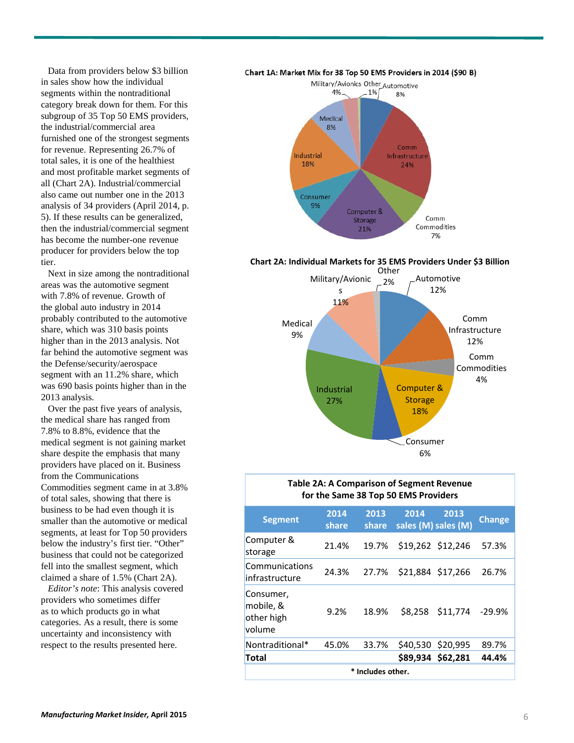Data from providers below $3 billion in sales show how the individual segments within the nontraditional category break down for them. For this subgroup of 35 Top 50 EMS providers, the industrial/commercial area furnished one of the strongest segments for revenue. Representing 26.7% of total sales, it is one of the healthiest and most profitable market segments of all (Chart 2A). Industrial/commercial also came out number one in the 2013 analysis of 34 providers (April 2014, p. 5). If these results can be generalized, then the industrial/commercial segment has become the number-one revenue producer for providers below the top tier.

Next in size among the nontraditional areas was the automotive segment with 7.8% of revenue. Growth of the global auto industry in 2014 probably contributed to the automotive share, which was 310 basis points higher than in the 2013 analysis. Not far behind the automotive segment was the Defense/security/aerospace segment with an 11.2% share, which was 690 basis points higher than in the 2013 analysis.

Over the past five years of analysis, the medical share has ranged from 7.8% to 8.8%, evidence that the medical segment is not gaining market share despite the emphasis that many providers have placed on it. Business from the Communications Commodities segment came in at 3.8% of total sales, showing that there is business to be had even though it is smaller than the automotive or medical segments, at least for Top 50 providers below the industry's first tier. "Other" business that could not be categorized fell into the smallest segment, which claimed a share of 1.5% (Chart 2A).

*Editor's note*: This analysis covered providers who sometimes differ as to which products go in what categories. As a result, there is some uncertainty and inconsistency with respect to the results presented here.

**Chart 1A: Market Mix for 38 Top 50 EMS Providers in 2014 ($90 B)**

| Segment | Share |
|---|---|
| Automotive | 8% |
| Comm Infrastructure | 24% |
| Comm Commodities | 7% |
| Computer & Storage | 21% |
| Consumer | 9% |
| Industrial | 18% |
| Medical | 8% |
| Military/Avionics | 4% |
| Other | 1% |

**Chart 2A: Individual Markets for 35 EMS Providers Under $3 Billion**

| Segment | Share |
|---|---|
| Automotive | 12% |
| Comm Infrastructure | 12% |
| Comm Commodities | 4% |
| Computer & Storage | 18% |
| Consumer | 6% |
| Industrial | 27% |
| Medical | 9% |
| Military/Avionics | 11% |
| Other | 2% |

**Table 2A: A Comparison of Segment Revenue for the Same 38 Top 50 EMS Providers**

| Segment | 2014 share | 2013 share | 2014 sales (M) | 2013 sales (M) | Change |
|---|---|---|---|---|---|
| Computer & storage | 21.4% | 19.7% | $19,262 | $12,246 | 57.3% |
| Communications infrastructure | 24.3% | 27.7% | $21,884 | $17,266 | 26.7% |
| Consumer, mobile, & other high volume | 9.2% | 18.9% | $8,258 | $11,774 | -29.9% |
| Nontraditional* | 45.0% | 33.7% | $40,530 | $20,995 | 89.7% |
| **Total** | | | **$89,934** | **$62,281** | **44.4%** |

**\* Includes other.**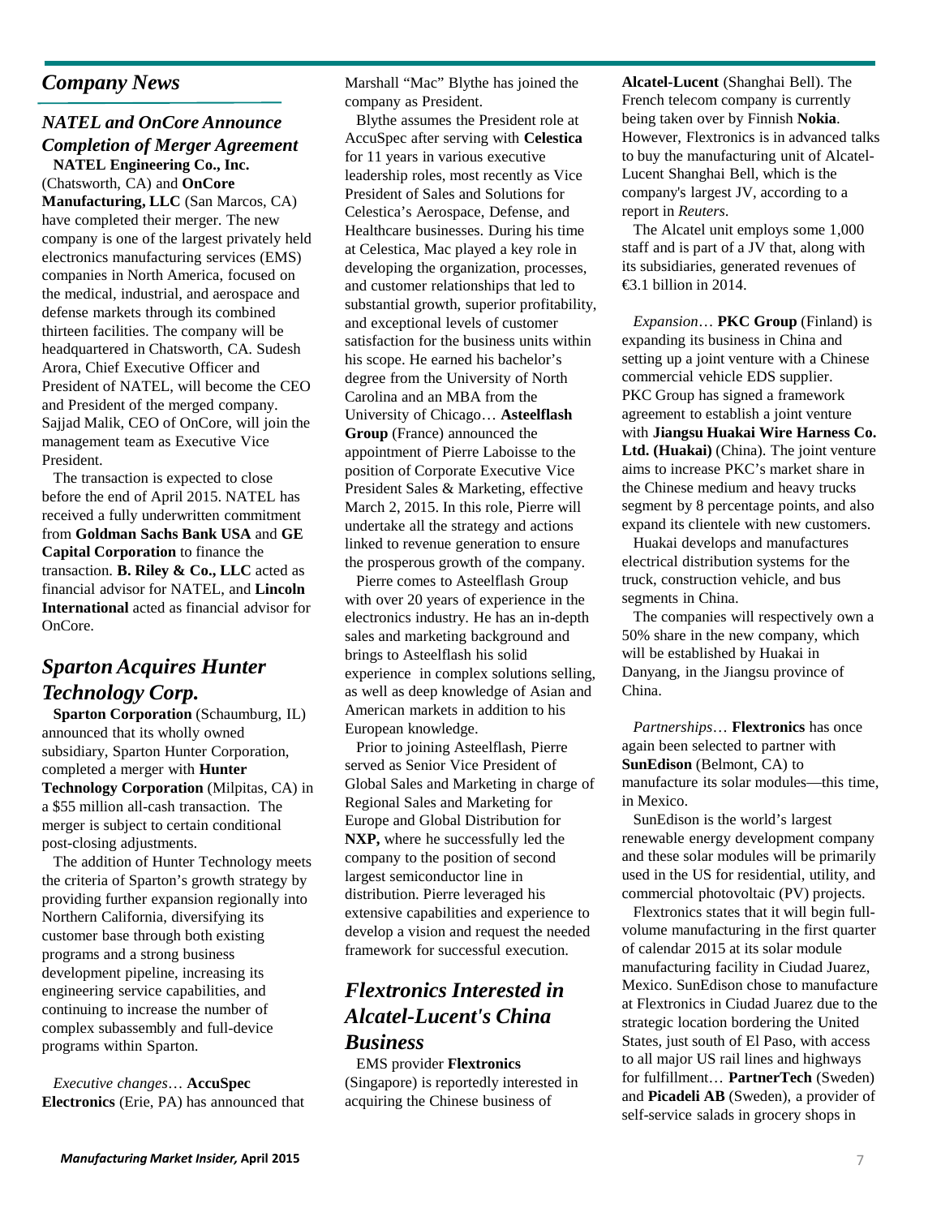# *Company News*

## *NATEL and OnCore Announce Completion of Merger Agreement*

**NATEL Engineering Co., Inc.** (Chatsworth, CA) and **OnCore Manufacturing, LLC** (San Marcos, CA) have completed their merger. The new company is one of the largest privately held electronics manufacturing services (EMS) companies in North America, focused on the medical, industrial, and aerospace and defense markets through its combined thirteen facilities. The company will be headquartered in Chatsworth, CA. Sudesh Arora, Chief Executive Officer and President of NATEL, will become the CEO and President of the merged company. Sajjad Malik, CEO of OnCore, will join the management team as Executive Vice President.

The transaction is expected to close before the end of April 2015. NATEL has received a fully underwritten commitment from **Goldman Sachs Bank USA** and **GE Capital Corporation** to finance the transaction. **B. Riley & Co., LLC** acted as financial advisor for NATEL, and **Lincoln International** acted as financial advisor for OnCore.

## *Sparton Acquires Hunter Technology Corp.*

**Sparton Corporation** (Schaumburg, IL) announced that its wholly owned subsidiary, Sparton Hunter Corporation, completed a merger with **Hunter Technology Corporation** (Milpitas, CA) in a $55 million all-cash transaction. The merger is subject to certain conditional post-closing adjustments.

The addition of Hunter Technology meets the criteria of Sparton's growth strategy by providing further expansion regionally into Northern California, diversifying its customer base through both existing programs and a strong business development pipeline, increasing its engineering service capabilities, and continuing to increase the number of complex subassembly and full-device programs within Sparton.

*Executive changes*… **AccuSpec Electronics** (Erie, PA) has announced that Marshall "Mac" Blythe has joined the company as President.

Blythe assumes the President role at AccuSpec after serving with **Celestica** for 11 years in various executive leadership roles, most recently as Vice President of Sales and Solutions for Celestica's Aerospace, Defense, and Healthcare businesses. During his time at Celestica, Mac played a key role in developing the organization, processes, and customer relationships that led to substantial growth, superior profitability, and exceptional levels of customer satisfaction for the business units within his scope. He earned his bachelor's degree from the University of North Carolina and an MBA from the University of Chicago… **Asteelflash Group** (France) announced the appointment of Pierre Laboisse to the position of Corporate Executive Vice President Sales & Marketing, effective March 2, 2015. In this role, Pierre will undertake all the strategy and actions linked to revenue generation to ensure the prosperous growth of the company.

Pierre comes to Asteelflash Group with over 20 years of experience in the electronics industry. He has an in-depth sales and marketing background and brings to Asteelflash his solid experience in complex solutions selling, as well as deep knowledge of Asian and American markets in addition to his European knowledge.

Prior to joining Asteelflash, Pierre served as Senior Vice President of Global Sales and Marketing in charge of Regional Sales and Marketing for Europe and Global Distribution for **NXP,** where he successfully led the company to the position of second largest semiconductor line in distribution. Pierre leveraged his extensive capabilities and experience to develop a vision and request the needed framework for successful execution.

## *Flextronics Interested in Alcatel-Lucent's China Business*

EMS provider **Flextronics** (Singapore) is reportedly interested in acquiring the Chinese business of **Alcatel-Lucent** (Shanghai Bell). The French telecom company is currently being taken over by Finnish **Nokia**. However, Flextronics is in advanced talks to buy the manufacturing unit of Alcatel-Lucent Shanghai Bell, which is the company's largest JV, according to a report in *Reuters*.

The Alcatel unit employs some 1,000 staff and is part of a JV that, along with its subsidiaries, generated revenues of €3.1 billion in 2014.

*Expansion*… **PKC Group** (Finland) is expanding its business in China and setting up a joint venture with a Chinese commercial vehicle EDS supplier. PKC Group has signed a framework agreement to establish a joint venture with **Jiangsu Huakai Wire Harness Co. Ltd. (Huakai)** (China). The joint venture aims to increase PKC's market share in the Chinese medium and heavy trucks segment by 8 percentage points, and also expand its clientele with new customers.

Huakai develops and manufactures electrical distribution systems for the truck, construction vehicle, and bus segments in China.

The companies will respectively own a 50% share in the new company, which will be established by Huakai in Danyang, in the Jiangsu province of China.

*Partnerships*… **Flextronics** has once again been selected to partner with **SunEdison** (Belmont, CA) to manufacture its solar modules—this time, in Mexico.

SunEdison is the world's largest renewable energy development company and these solar modules will be primarily used in the US for residential, utility, and commercial photovoltaic (PV) projects.

Flextronics states that it will begin full-volume manufacturing in the first quarter of calendar 2015 at its solar module manufacturing facility in Ciudad Juarez, Mexico. SunEdison chose to manufacture at Flextronics in Ciudad Juarez due to the strategic location bordering the United States, just south of El Paso, with access to all major US rail lines and highways for fulfillment… **PartnerTech** (Sweden) and **Picadeli AB** (Sweden), a provider of self-service salads in grocery shops in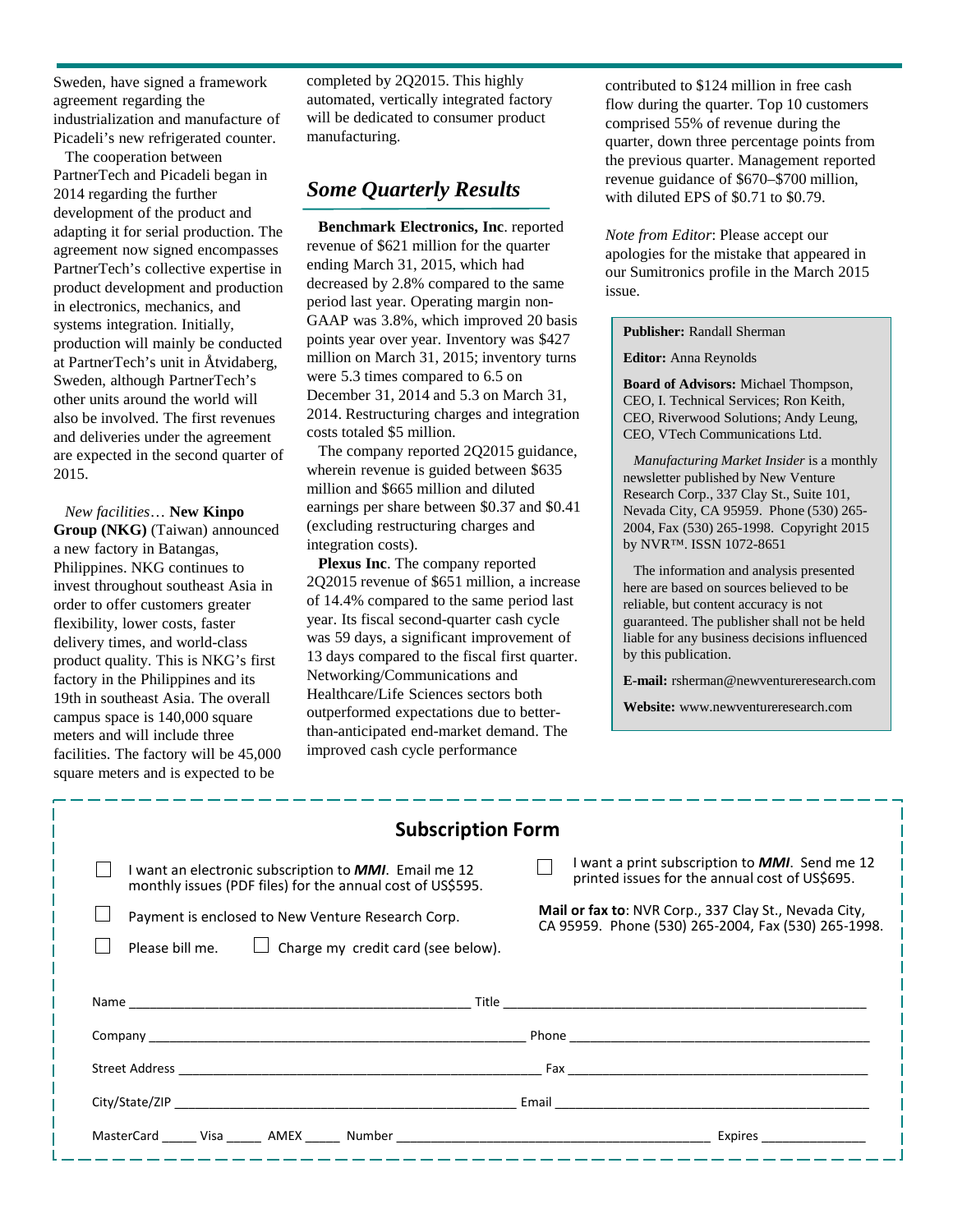Sweden, have signed a framework agreement regarding the industrialization and manufacture of Picadeli's new refrigerated counter.

The cooperation between PartnerTech and Picadeli began in 2014 regarding the further development of the product and adapting it for serial production. The agreement now signed encompasses PartnerTech's collective expertise in product development and production in electronics, mechanics, and systems integration. Initially, production will mainly be conducted at PartnerTech's unit in Åtvidaberg, Sweden, although PartnerTech's other units around the world will also be involved. The first revenues and deliveries under the agreement are expected in the second quarter of 2015.

*New facilities*… **New Kinpo Group (NKG)** (Taiwan) announced a new factory in Batangas, Philippines. NKG continues to invest throughout southeast Asia in order to offer customers greater flexibility, lower costs, faster delivery times, and world-class product quality. This is NKG's first factory in the Philippines and its 19th in southeast Asia. The overall campus space is 140,000 square meters and will include three facilities. The factory will be 45,000 square meters and is expected to be completed by 2Q2015. This highly automated, vertically integrated factory will be dedicated to consumer product manufacturing.

## *Some Quarterly Results*

**Benchmark Electronics, Inc**. reported revenue of $621 million for the quarter ending March 31, 2015, which had decreased by 2.8% compared to the same period last year. Operating margin non-GAAP was 3.8%, which improved 20 basis points year over year. Inventory was $427 million on March 31, 2015; inventory turns were 5.3 times compared to 6.5 on December 31, 2014 and 5.3 on March 31, 2014. Restructuring charges and integration costs totaled $5 million.

The company reported 2Q2015 guidance, wherein revenue is guided between $635 million and $665 million and diluted earnings per share between $0.37 and $0.41 (excluding restructuring charges and integration costs).

**Plexus Inc**. The company reported 2Q2015 revenue of $651 million, a increase of 14.4% compared to the same period last year. Its fiscal second-quarter cash cycle was 59 days, a significant improvement of 13 days compared to the fiscal first quarter. Networking/Communications and Healthcare/Life Sciences sectors both outperformed expectations due to better-than-anticipated end-market demand. The improved cash cycle performance contributed to $124 million in free cash flow during the quarter. Top 10 customers comprised 55% of revenue during the quarter, down three percentage points from the previous quarter. Management reported revenue guidance of $670–$700 million, with diluted EPS of $0.71 to $0.79.

*Note from Editor*: Please accept our apologies for the mistake that appeared in our Sumitronics profile in the March 2015 issue.

**Publisher:** Randall Sherman

**Editor:** Anna Reynolds

**Board of Advisors:** Michael Thompson, CEO, I. Technical Services; Ron Keith, CEO, Riverwood Solutions; Andy Leung, CEO, VTech Communications Ltd.

*Manufacturing Market Insider* is a monthly newsletter published by New Venture Research Corp., 337 Clay St., Suite 101, Nevada City, CA 95959. Phone (530) 265-2004, Fax (530) 265-1998. Copyright 2015 by NVR™. ISSN 1072-8651

The information and analysis presented here are based on sources believed to be reliable, but content accuracy is not guaranteed. The publisher shall not be held liable for any business decisions influenced by this publication.

**E-mail:** rsherman@newventureresearch.com

**Website:** www.newventureresearch.com

## Subscription Form

☐ I want an electronic subscription to ***MMI***. Email me 12 monthly issues (PDF files) for the annual cost of US$595.

☐ Payment is enclosed to New Venture Research Corp.

☐ Please bill me. ☐ Charge my credit card (see below).

☐ I want a print subscription to ***MMI***. Send me 12 printed issues for the annual cost of US$695.

**Mail or fax to**: NVR Corp., 337 Clay St., Nevada City, CA 95959. Phone (530) 265-2004, Fax (530) 265-1998.

Name \_\_\_\_\_\_\_\_\_\_\_\_\_\_\_\_ Title \_\_\_\_\_\_\_\_\_\_\_\_\_\_\_\_

Company \_\_\_\_\_\_\_\_\_\_\_\_\_\_\_\_ Phone \_\_\_\_\_\_\_\_\_\_\_\_\_\_\_\_

Street Address \_\_\_\_\_\_\_\_\_\_\_\_\_\_\_\_ Fax \_\_\_\_\_\_\_\_\_\_\_\_\_\_\_\_

City/State/ZIP \_\_\_\_\_\_\_\_\_\_\_\_\_\_\_\_ Email \_\_\_\_\_\_\_\_\_\_\_\_\_\_\_\_

MasterCard \_\_\_\_\_ Visa \_\_\_\_\_ AMEX \_\_\_\_\_ Number \_\_\_\_\_\_\_\_\_\_\_\_\_\_\_\_ Expires \_\_\_\_\_\_\_\_